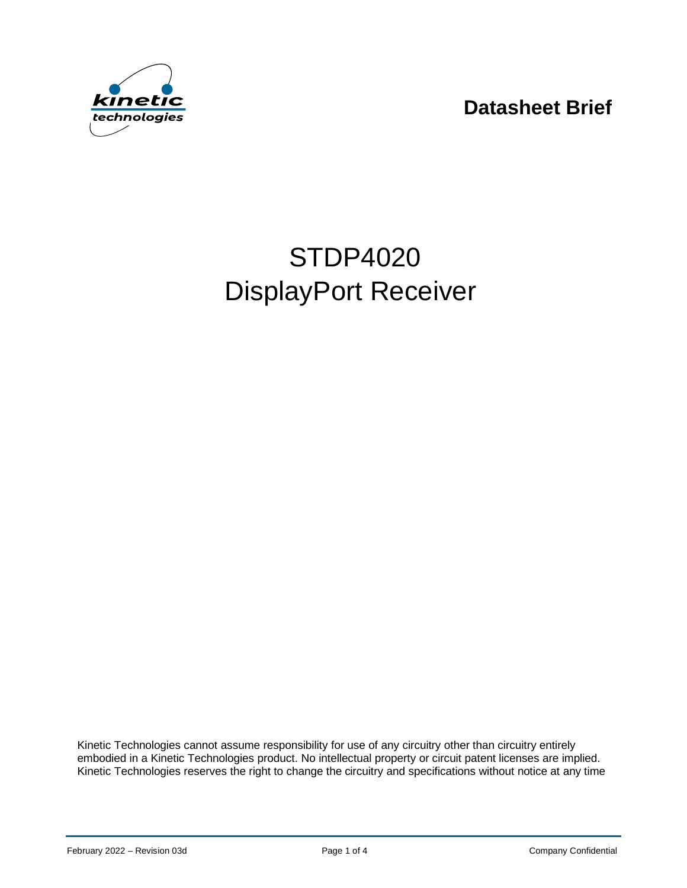**Datasheet Brief**

# STDP4020
# DisplayPort Receiver

Kinetic Technologies cannot assume responsibility for use of any circuitry other than circuitry entirely embodied in a Kinetic Technologies product. No intellectual property or circuit patent licenses are implied. Kinetic Technologies reserves the right to change the circuitry and specifications without notice at any time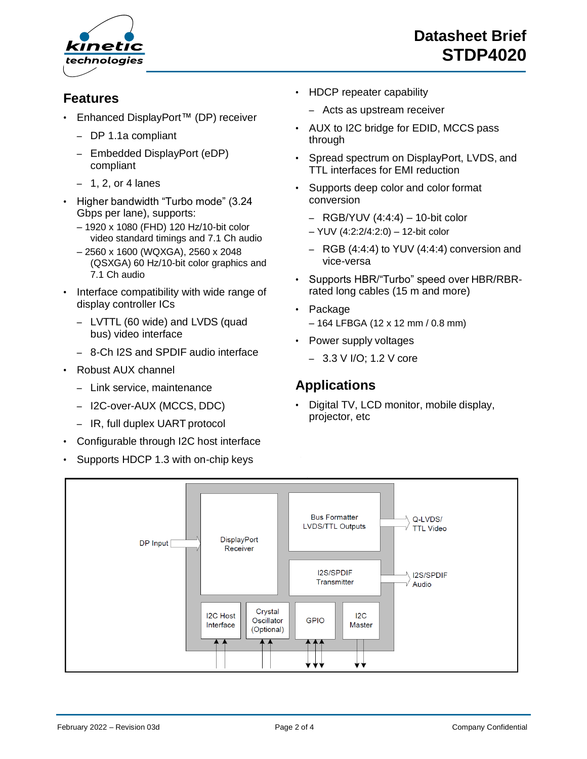# Datasheet Brief STDP4020

## Features

- Enhanced DisplayPort™ (DP) receiver
  - DP 1.1a compliant
  - Embedded DisplayPort (eDP) compliant
  - 1, 2, or 4 lanes
- Higher bandwidth "Turbo mode" (3.24 Gbps per lane), supports:
  - 1920 x 1080 (FHD) 120 Hz/10-bit color video standard timings and 7.1 Ch audio
  - 2560 x 1600 (WQXGA), 2560 x 2048 (QSXGA) 60 Hz/10-bit color graphics and 7.1 Ch audio
- Interface compatibility with wide range of display controller ICs
  - LVTTL (60 wide) and LVDS (quad bus) video interface
  - 8-Ch I2S and SPDIF audio interface
- Robust AUX channel
  - Link service, maintenance
  - I2C-over-AUX (MCCS, DDC)
  - IR, full duplex UART protocol
- Configurable through I2C host interface
- Supports HDCP 1.3 with on-chip keys
- HDCP repeater capability
  - Acts as upstream receiver
- AUX to I2C bridge for EDID, MCCS pass through
- Spread spectrum on DisplayPort, LVDS, and TTL interfaces for EMI reduction
- Supports deep color and color format conversion
  - RGB/YUV (4:4:4) – 10-bit color
  - YUV (4:2:2/4:2:0) – 12-bit color
  - RGB (4:4:4) to YUV (4:4:4) conversion and vice-versa
- Supports HBR/"Turbo" speed over HBR/RBR-rated long cables (15 m and more)
- Package
  - 164 LFBGA (12 x 12 mm / 0.8 mm)
- Power supply voltages
  - 3.3 V I/O; 1.2 V core

## Applications

- Digital TV, LCD monitor, mobile display, projector, etc

DP Input → DisplayPort Receiver; Bus Formatter LVDS/TTL Outputs → Q-LVDS/TTL Video; I2S/SPDIF Transmitter → I2S/SPDIF Audio; I2C Host Interface; Crystal Oscillator (Optional); GPIO; I2C Master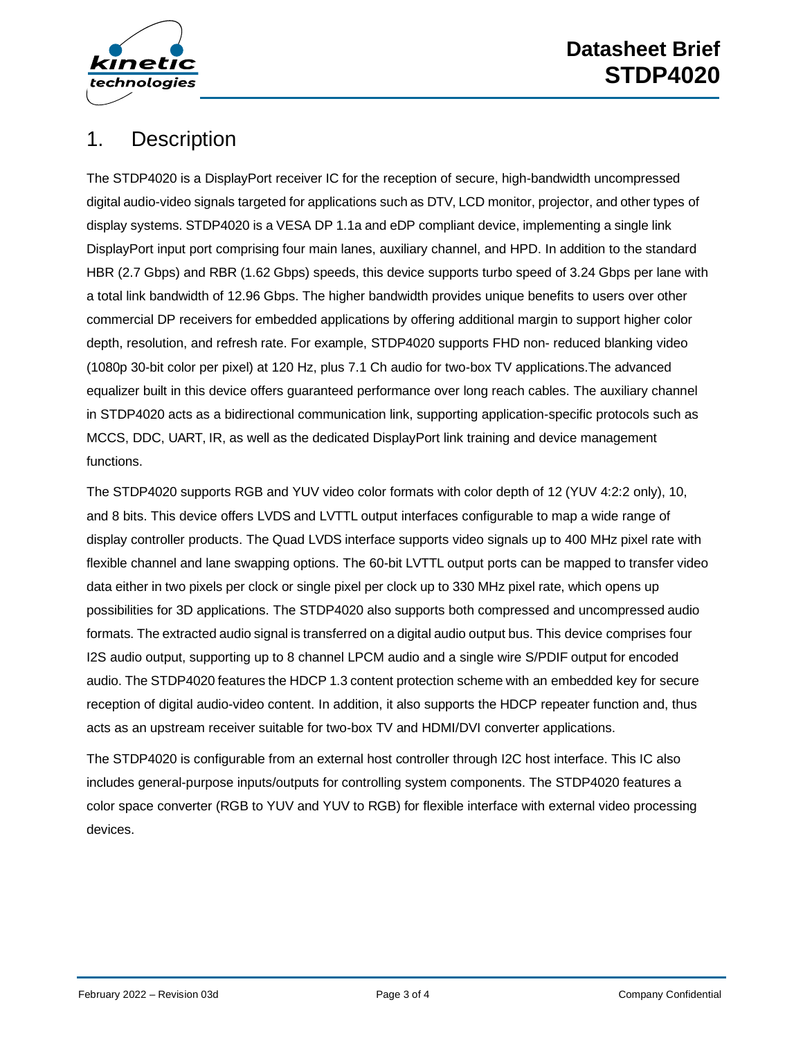## 1. Description

The STDP4020 is a DisplayPort receiver IC for the reception of secure, high-bandwidth uncompressed digital audio-video signals targeted for applications such as DTV, LCD monitor, projector, and other types of display systems. STDP4020 is a VESA DP 1.1a and eDP compliant device, implementing a single link DisplayPort input port comprising four main lanes, auxiliary channel, and HPD. In addition to the standard HBR (2.7 Gbps) and RBR (1.62 Gbps) speeds, this device supports turbo speed of 3.24 Gbps per lane with a total link bandwidth of 12.96 Gbps. The higher bandwidth provides unique benefits to users over other commercial DP receivers for embedded applications by offering additional margin to support higher color depth, resolution, and refresh rate. For example, STDP4020 supports FHD non- reduced blanking video (1080p 30-bit color per pixel) at 120 Hz, plus 7.1 Ch audio for two-box TV applications.The advanced equalizer built in this device offers guaranteed performance over long reach cables. The auxiliary channel in STDP4020 acts as a bidirectional communication link, supporting application-specific protocols such as MCCS, DDC, UART, IR, as well as the dedicated DisplayPort link training and device management functions.

The STDP4020 supports RGB and YUV video color formats with color depth of 12 (YUV 4:2:2 only), 10, and 8 bits. This device offers LVDS and LVTTL output interfaces configurable to map a wide range of display controller products. The Quad LVDS interface supports video signals up to 400 MHz pixel rate with flexible channel and lane swapping options. The 60-bit LVTTL output ports can be mapped to transfer video data either in two pixels per clock or single pixel per clock up to 330 MHz pixel rate, which opens up possibilities for 3D applications. The STDP4020 also supports both compressed and uncompressed audio formats. The extracted audio signal is transferred on a digital audio output bus. This device comprises four I2S audio output, supporting up to 8 channel LPCM audio and a single wire S/PDIF output for encoded audio. The STDP4020 features the HDCP 1.3 content protection scheme with an embedded key for secure reception of digital audio-video content. In addition, it also supports the HDCP repeater function and, thus acts as an upstream receiver suitable for two-box TV and HDMI/DVI converter applications.

The STDP4020 is configurable from an external host controller through I2C host interface. This IC also includes general-purpose inputs/outputs for controlling system components. The STDP4020 features a color space converter (RGB to YUV and YUV to RGB) for flexible interface with external video processing devices.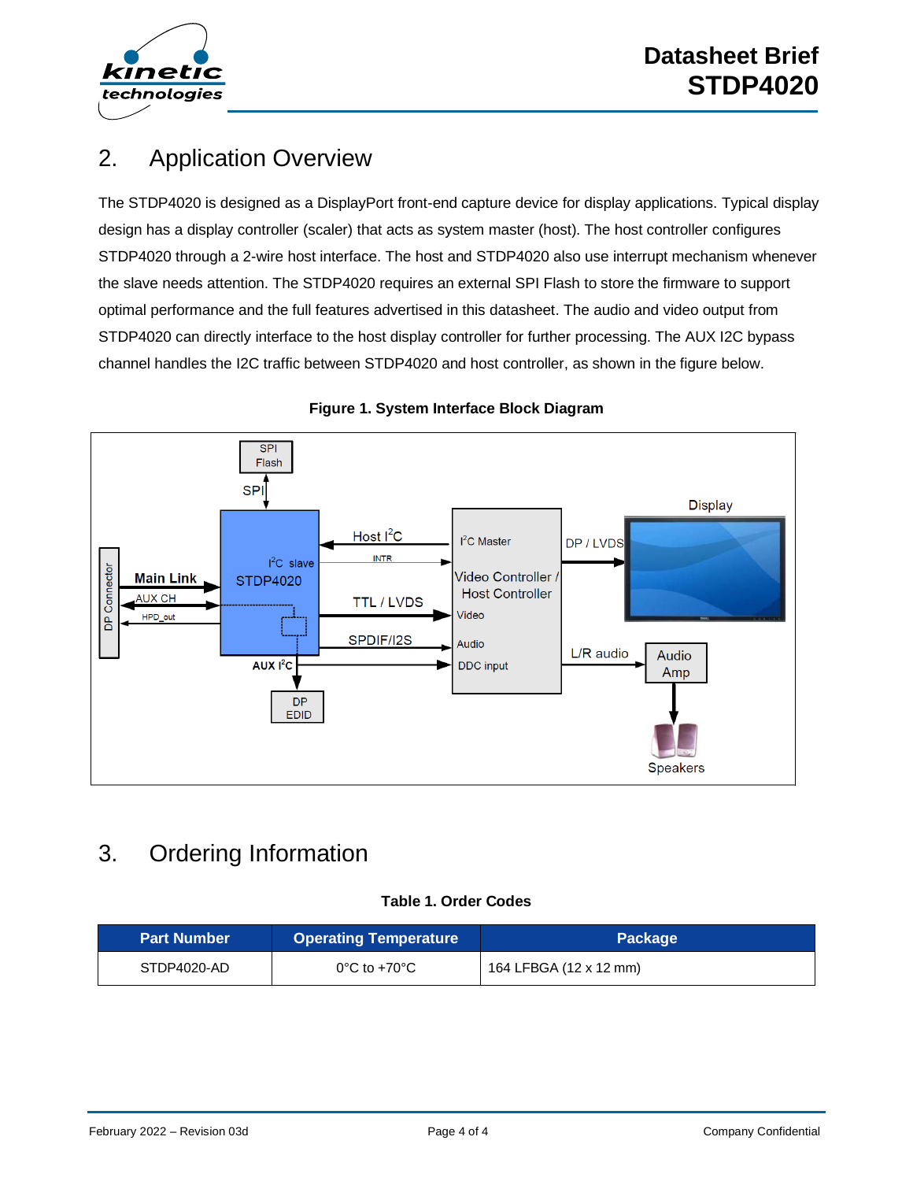## 2. Application Overview

The STDP4020 is designed as a DisplayPort front-end capture device for display applications. Typical display design has a display controller (scaler) that acts as system master (host). The host controller configures STDP4020 through a 2-wire host interface. The host and STDP4020 also use interrupt mechanism whenever the slave needs attention. The STDP4020 requires an external SPI Flash to store the firmware to support optimal performance and the full features advertised in this datasheet. The audio and video output from STDP4020 can directly interface to the host display controller for further processing. The AUX I2C bypass channel handles the I2C traffic between STDP4020 and host controller, as shown in the figure below.

**Figure 1. System Interface Block Diagram**

SPI Flash
SPI
DP Connector
Main Link
AUX CH
HPD_out
$I^2C$ slave
STDP4020
AUX $I^2C$
DP EDID
Host $I^2C$
INTR
TTL / LVDS
SPDIF/I2S
$I^2C$ Master
Video Controller / Host Controller
Video
Audio
DDC input
DP / LVDS
Display
L/R audio
Audio Amp
Speakers

## 3. Ordering Information

**Table 1. Order Codes**

| Part Number | Operating Temperature | Package |
|---|---|---|
| STDP4020-AD | 0°C to +70°C | 164 LFBGA (12 x 12 mm) |